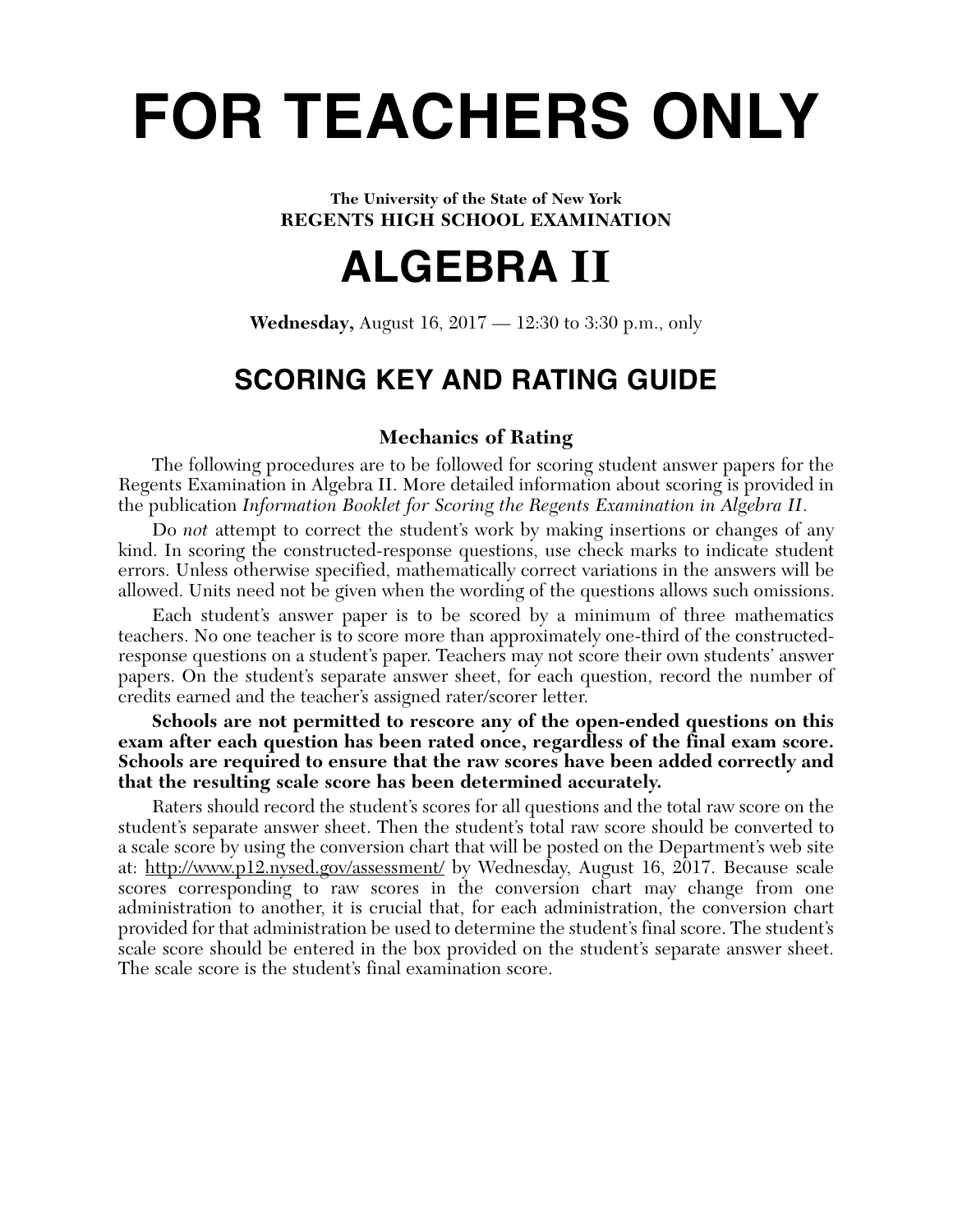# FOR TEACHERS ONLY

**The University of the State of New York**
**REGENTS HIGH SCHOOL EXAMINATION**

# ALGEBRA II

**Wednesday,** August 16, 2017 — 12:30 to 3:30 p.m., only

## SCORING KEY AND RATING GUIDE

### Mechanics of Rating

The following procedures are to be followed for scoring student answer papers for the Regents Examination in Algebra II. More detailed information about scoring is provided in the publication *Information Booklet for Scoring the Regents Examination in Algebra II*.

Do *not* attempt to correct the student's work by making insertions or changes of any kind. In scoring the constructed-response questions, use check marks to indicate student errors. Unless otherwise specified, mathematically correct variations in the answers will be allowed. Units need not be given when the wording of the questions allows such omissions.

Each student's answer paper is to be scored by a minimum of three mathematics teachers. No one teacher is to score more than approximately one-third of the constructed-response questions on a student's paper. Teachers may not score their own students' answer papers. On the student's separate answer sheet, for each question, record the number of credits earned and the teacher's assigned rater/scorer letter.

**Schools are not permitted to rescore any of the open-ended questions on this exam after each question has been rated once, regardless of the final exam score. Schools are required to ensure that the raw scores have been added correctly and that the resulting scale score has been determined accurately.**

Raters should record the student's scores for all questions and the total raw score on the student's separate answer sheet. Then the student's total raw score should be converted to a scale score by using the conversion chart that will be posted on the Department's web site at: http://www.p12.nysed.gov/assessment/ by Wednesday, August 16, 2017. Because scale scores corresponding to raw scores in the conversion chart may change from one administration to another, it is crucial that, for each administration, the conversion chart provided for that administration be used to determine the student's final score. The student's scale score should be entered in the box provided on the student's separate answer sheet. The scale score is the student's final examination score.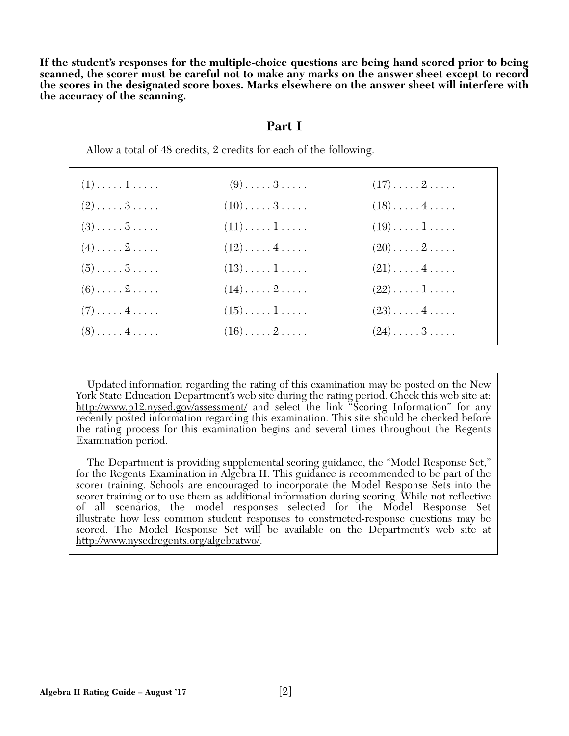**If the student's responses for the multiple-choice questions are being hand scored prior to being scanned, the scorer must be careful not to make any marks on the answer sheet except to record the scores in the designated score boxes. Marks elsewhere on the answer sheet will interfere with the accuracy of the scanning.**

## Part I

Allow a total of 48 credits, 2 credits for each of the following.

| | | |
|---|---|---|
| (1) . . . . . 1 . . . . . | (9) . . . . . 3 . . . . . | (17) . . . . . 2 . . . . . |
| (2) . . . . . 3 . . . . . | (10) . . . . . 3 . . . . . | (18) . . . . . 4 . . . . . |
| (3) . . . . . 3 . . . . . | (11) . . . . . 1 . . . . . | (19) . . . . . 1 . . . . . |
| (4) . . . . . 2 . . . . . | (12) . . . . . 4 . . . . . | (20) . . . . . 2 . . . . . |
| (5) . . . . . 3 . . . . . | (13) . . . . . 1 . . . . . | (21) . . . . . 4 . . . . . |
| (6) . . . . . 2 . . . . . | (14) . . . . . 2 . . . . . | (22) . . . . . 1 . . . . . |
| (7) . . . . . 4 . . . . . | (15) . . . . . 1 . . . . . | (23) . . . . . 4 . . . . . |
| (8) . . . . . 4 . . . . . | (16) . . . . . 2 . . . . . | (24) . . . . . 3 . . . . . |

Updated information regarding the rating of this examination may be posted on the New York State Education Department's web site during the rating period. Check this web site at: http://www.p12.nysed.gov/assessment/ and select the link "Scoring Information" for any recently posted information regarding this examination. This site should be checked before the rating process for this examination begins and several times throughout the Regents Examination period.

The Department is providing supplemental scoring guidance, the "Model Response Set," for the Regents Examination in Algebra II. This guidance is recommended to be part of the scorer training. Schools are encouraged to incorporate the Model Response Sets into the scorer training or to use them as additional information during scoring. While not reflective of all scenarios, the model responses selected for the Model Response Set illustrate how less common student responses to constructed-response questions may be scored. The Model Response Set will be available on the Department's web site at http://www.nysedregents.org/algebratwo/.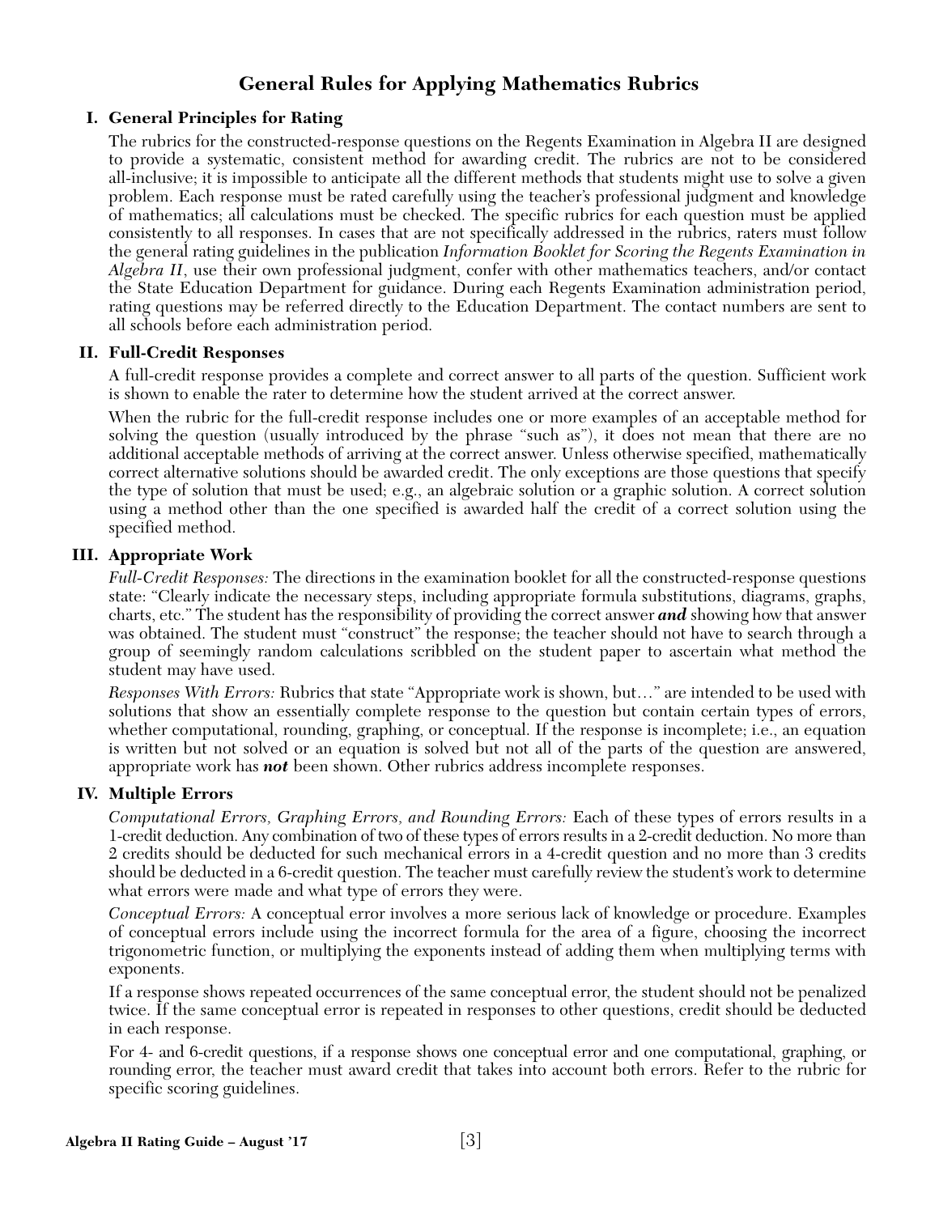# General Rules for Applying Mathematics Rubrics

## I. General Principles for Rating

The rubrics for the constructed-response questions on the Regents Examination in Algebra II are designed to provide a systematic, consistent method for awarding credit. The rubrics are not to be considered all-inclusive; it is impossible to anticipate all the different methods that students might use to solve a given problem. Each response must be rated carefully using the teacher's professional judgment and knowledge of mathematics; all calculations must be checked. The specific rubrics for each question must be applied consistently to all responses. In cases that are not specifically addressed in the rubrics, raters must follow the general rating guidelines in the publication *Information Booklet for Scoring the Regents Examination in Algebra II*, use their own professional judgment, confer with other mathematics teachers, and/or contact the State Education Department for guidance. During each Regents Examination administration period, rating questions may be referred directly to the Education Department. The contact numbers are sent to all schools before each administration period.

## II. Full-Credit Responses

A full-credit response provides a complete and correct answer to all parts of the question. Sufficient work is shown to enable the rater to determine how the student arrived at the correct answer.

When the rubric for the full-credit response includes one or more examples of an acceptable method for solving the question (usually introduced by the phrase "such as"), it does not mean that there are no additional acceptable methods of arriving at the correct answer. Unless otherwise specified, mathematically correct alternative solutions should be awarded credit. The only exceptions are those questions that specify the type of solution that must be used; e.g., an algebraic solution or a graphic solution. A correct solution using a method other than the one specified is awarded half the credit of a correct solution using the specified method.

## III. Appropriate Work

*Full-Credit Responses:* The directions in the examination booklet for all the constructed-response questions state: "Clearly indicate the necessary steps, including appropriate formula substitutions, diagrams, graphs, charts, etc." The student has the responsibility of providing the correct answer ***and*** showing how that answer was obtained. The student must "construct" the response; the teacher should not have to search through a group of seemingly random calculations scribbled on the student paper to ascertain what method the student may have used.

*Responses With Errors:* Rubrics that state "Appropriate work is shown, but…" are intended to be used with solutions that show an essentially complete response to the question but contain certain types of errors, whether computational, rounding, graphing, or conceptual. If the response is incomplete; i.e., an equation is written but not solved or an equation is solved but not all of the parts of the question are answered, appropriate work has ***not*** been shown. Other rubrics address incomplete responses.

## IV. Multiple Errors

*Computational Errors, Graphing Errors, and Rounding Errors:* Each of these types of errors results in a 1-credit deduction. Any combination of two of these types of errors results in a 2-credit deduction. No more than 2 credits should be deducted for such mechanical errors in a 4-credit question and no more than 3 credits should be deducted in a 6-credit question. The teacher must carefully review the student's work to determine what errors were made and what type of errors they were.

*Conceptual Errors:* A conceptual error involves a more serious lack of knowledge or procedure. Examples of conceptual errors include using the incorrect formula for the area of a figure, choosing the incorrect trigonometric function, or multiplying the exponents instead of adding them when multiplying terms with exponents.

If a response shows repeated occurrences of the same conceptual error, the student should not be penalized twice. If the same conceptual error is repeated in responses to other questions, credit should be deducted in each response.

For 4- and 6-credit questions, if a response shows one conceptual error and one computational, graphing, or rounding error, the teacher must award credit that takes into account both errors. Refer to the rubric for specific scoring guidelines.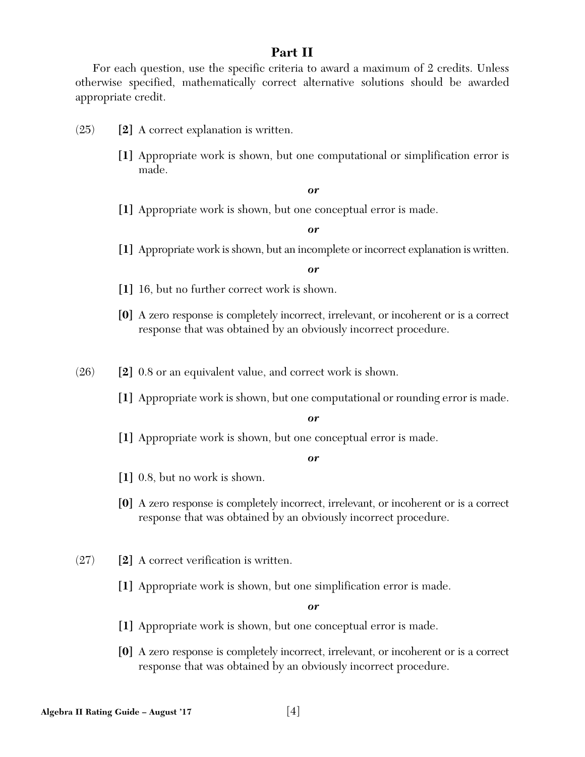## Part II

For each question, use the specific criteria to award a maximum of 2 credits. Unless otherwise specified, mathematically correct alternative solutions should be awarded appropriate credit.

(25) **[2]** A correct explanation is written.

**[1]** Appropriate work is shown, but one computational or simplification error is made.

***or***

**[1]** Appropriate work is shown, but one conceptual error is made.

***or***

**[1]** Appropriate work is shown, but an incomplete or incorrect explanation is written.

***or***

**[1]** 16, but no further correct work is shown.

**[0]** A zero response is completely incorrect, irrelevant, or incoherent or is a correct response that was obtained by an obviously incorrect procedure.

(26) **[2]** 0.8 or an equivalent value, and correct work is shown.

**[1]** Appropriate work is shown, but one computational or rounding error is made.

***or***

**[1]** Appropriate work is shown, but one conceptual error is made.

***or***

**[1]** 0.8, but no work is shown.

**[0]** A zero response is completely incorrect, irrelevant, or incoherent or is a correct response that was obtained by an obviously incorrect procedure.

(27) **[2]** A correct verification is written.

**[1]** Appropriate work is shown, but one simplification error is made.

***or***

**[1]** Appropriate work is shown, but one conceptual error is made.

**[0]** A zero response is completely incorrect, irrelevant, or incoherent or is a correct response that was obtained by an obviously incorrect procedure.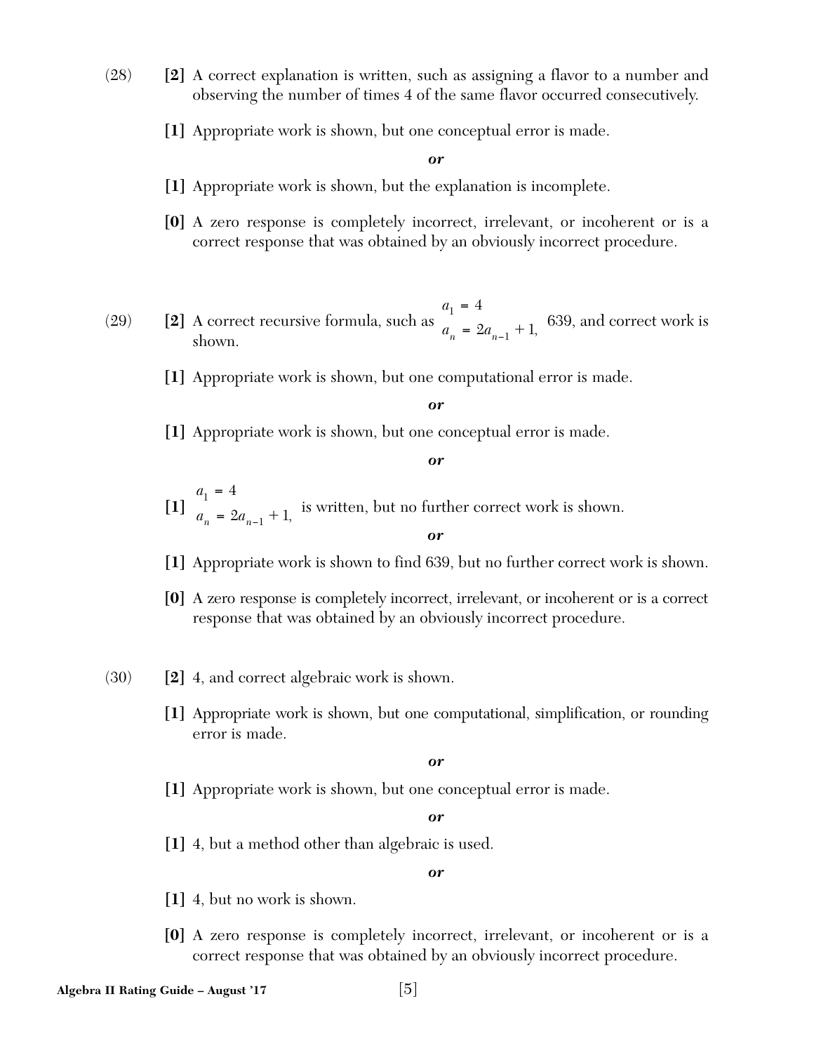(28) **[2]** A correct explanation is written, such as assigning a flavor to a number and observing the number of times 4 of the same flavor occurred consecutively.

**[1]** Appropriate work is shown, but one conceptual error is made.

***or***

**[1]** Appropriate work is shown, but the explanation is incomplete.

**[0]** A zero response is completely incorrect, irrelevant, or incoherent or is a correct response that was obtained by an obviously incorrect procedure.

(29) **[2]** A correct recursive formula, such as $\begin{array}{l} a_1 = 4 \\ a_n = 2a_{n-1} + 1, \end{array}$ 639, and correct work is shown.

**[1]** Appropriate work is shown, but one computational error is made.

***or***

**[1]** Appropriate work is shown, but one conceptual error is made.

***or***

**[1]** $\begin{array}{l} a_1 = 4 \\ a_n = 2a_{n-1} + 1, \end{array}$ is written, but no further correct work is shown.

***or***

**[1]** Appropriate work is shown to find 639, but no further correct work is shown.

**[0]** A zero response is completely incorrect, irrelevant, or incoherent or is a correct response that was obtained by an obviously incorrect procedure.

(30) **[2]** 4, and correct algebraic work is shown.

**[1]** Appropriate work is shown, but one computational, simplification, or rounding error is made.

***or***

**[1]** Appropriate work is shown, but one conceptual error is made.

***or***

**[1]** 4, but a method other than algebraic is used.

***or***

**[1]** 4, but no work is shown.

**[0]** A zero response is completely incorrect, irrelevant, or incoherent or is a correct response that was obtained by an obviously incorrect procedure.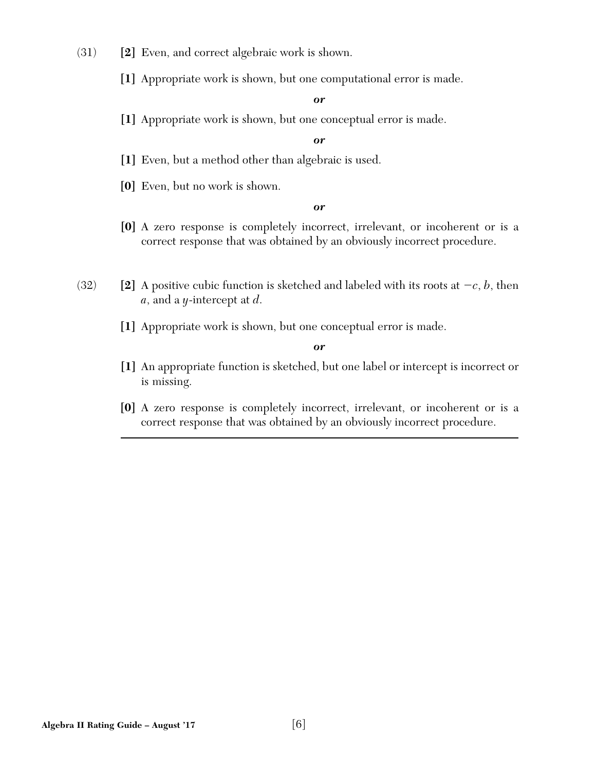(31) **[2]** Even, and correct algebraic work is shown.

**[1]** Appropriate work is shown, but one computational error is made.

***or***

**[1]** Appropriate work is shown, but one conceptual error is made.

***or***

**[1]** Even, but a method other than algebraic is used.

**[0]** Even, but no work is shown.

***or***

**[0]** A zero response is completely incorrect, irrelevant, or incoherent or is a correct response that was obtained by an obviously incorrect procedure.

(32) **[2]** A positive cubic function is sketched and labeled with its roots at $-c$, $b$, then $a$, and a $y$-intercept at $d$.

**[1]** Appropriate work is shown, but one conceptual error is made.

***or***

**[1]** An appropriate function is sketched, but one label or intercept is incorrect or is missing.

**[0]** A zero response is completely incorrect, irrelevant, or incoherent or is a correct response that was obtained by an obviously incorrect procedure.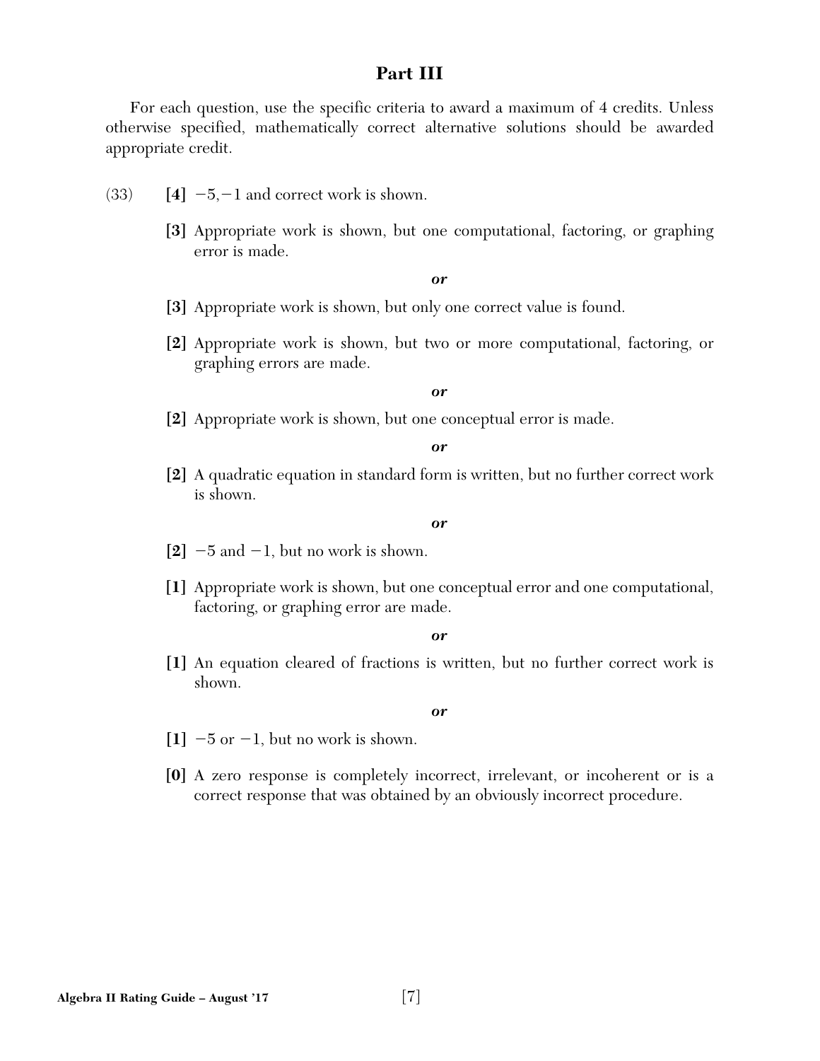## Part III

For each question, use the specific criteria to award a maximum of 4 credits. Unless otherwise specified, mathematically correct alternative solutions should be awarded appropriate credit.

(33) **[4]** $-5, -1$ and correct work is shown.

**[3]** Appropriate work is shown, but one computational, factoring, or graphing error is made.

***or***

**[3]** Appropriate work is shown, but only one correct value is found.

**[2]** Appropriate work is shown, but two or more computational, factoring, or graphing errors are made.

***or***

**[2]** Appropriate work is shown, but one conceptual error is made.

***or***

**[2]** A quadratic equation in standard form is written, but no further correct work is shown.

***or***

**[2]** $-5$ and $-1$, but no work is shown.

**[1]** Appropriate work is shown, but one conceptual error and one computational, factoring, or graphing error are made.

***or***

**[1]** An equation cleared of fractions is written, but no further correct work is shown.

***or***

**[1]** $-5$ or $-1$, but no work is shown.

**[0]** A zero response is completely incorrect, irrelevant, or incoherent or is a correct response that was obtained by an obviously incorrect procedure.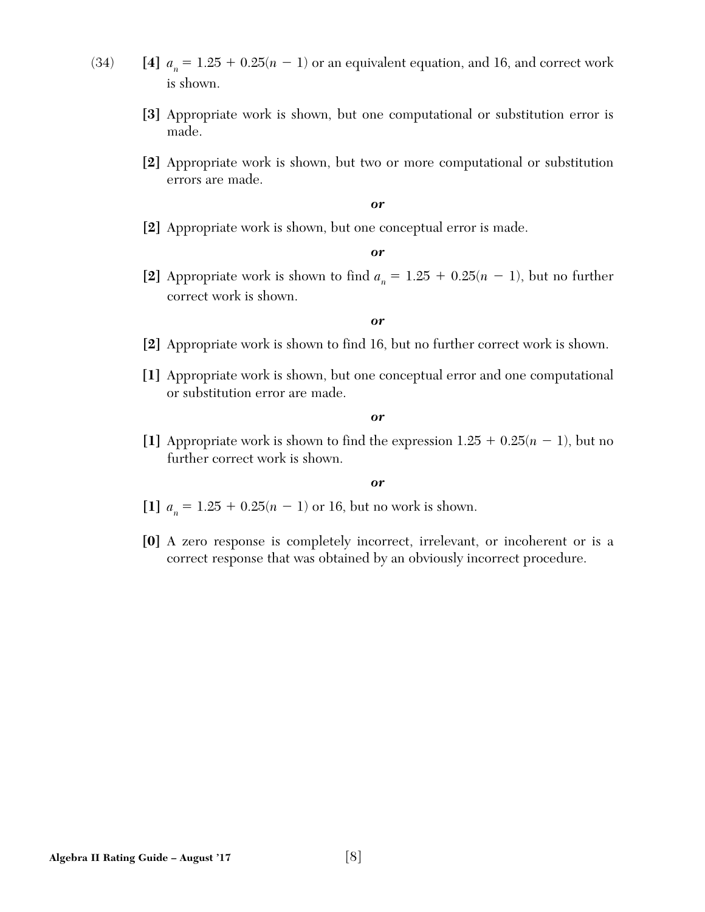(34) **[4]** $a_n = 1.25 + 0.25(n - 1)$ or an equivalent equation, and 16, and correct work is shown.

**[3]** Appropriate work is shown, but one computational or substitution error is made.

**[2]** Appropriate work is shown, but two or more computational or substitution errors are made.

***or***

**[2]** Appropriate work is shown, but one conceptual error is made.

***or***

**[2]** Appropriate work is shown to find $a_n = 1.25 + 0.25(n - 1)$, but no further correct work is shown.

***or***

**[2]** Appropriate work is shown to find 16, but no further correct work is shown.

**[1]** Appropriate work is shown, but one conceptual error and one computational or substitution error are made.

***or***

**[1]** Appropriate work is shown to find the expression $1.25 + 0.25(n - 1)$, but no further correct work is shown.

***or***

**[1]** $a_n = 1.25 + 0.25(n - 1)$ or 16, but no work is shown.

**[0]** A zero response is completely incorrect, irrelevant, or incoherent or is a correct response that was obtained by an obviously incorrect procedure.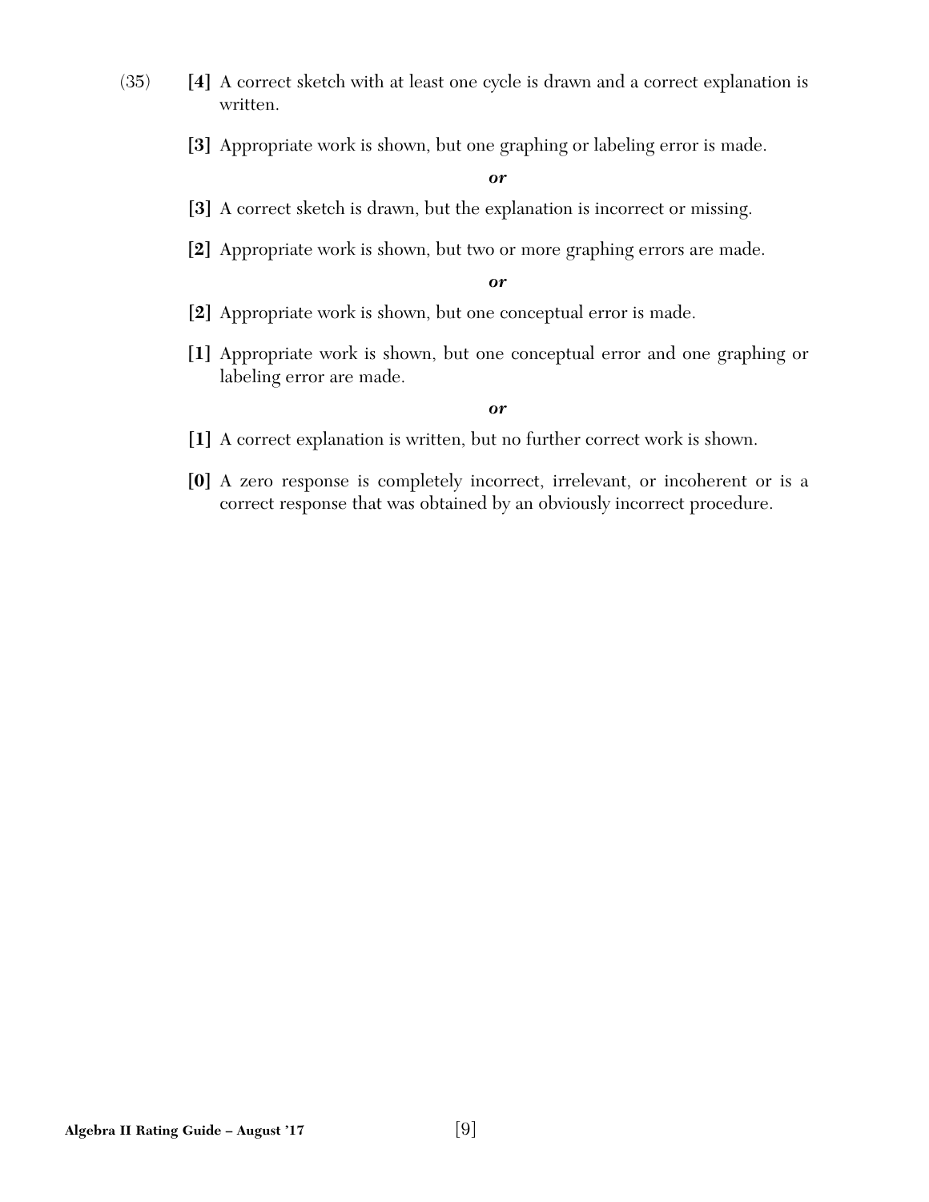(35) **[4]** A correct sketch with at least one cycle is drawn and a correct explanation is written.

**[3]** Appropriate work is shown, but one graphing or labeling error is made.

***or***

**[3]** A correct sketch is drawn, but the explanation is incorrect or missing.

**[2]** Appropriate work is shown, but two or more graphing errors are made.

***or***

**[2]** Appropriate work is shown, but one conceptual error is made.

**[1]** Appropriate work is shown, but one conceptual error and one graphing or labeling error are made.

***or***

**[1]** A correct explanation is written, but no further correct work is shown.

**[0]** A zero response is completely incorrect, irrelevant, or incoherent or is a correct response that was obtained by an obviously incorrect procedure.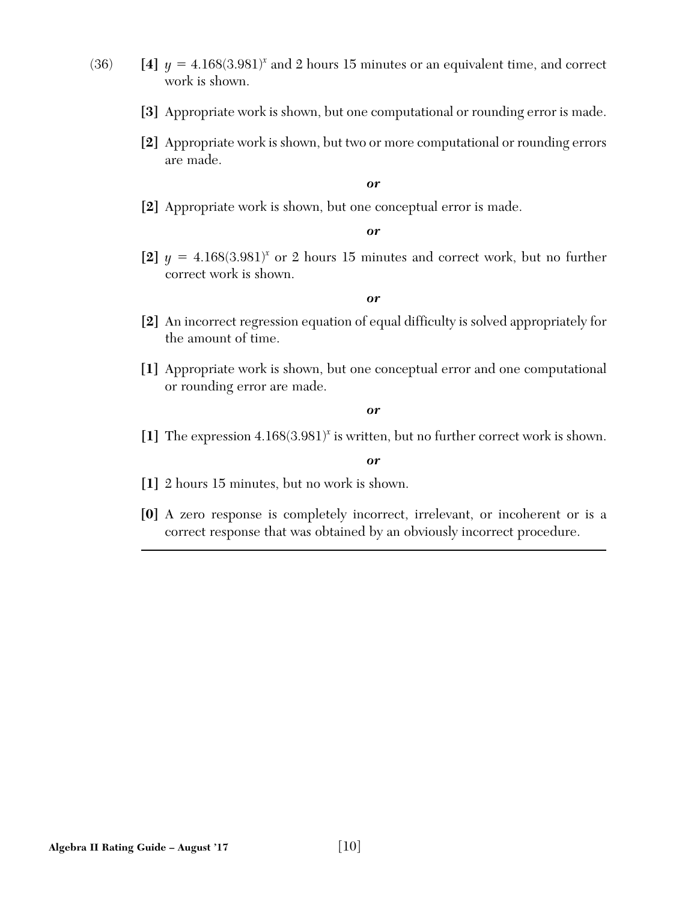(36) **[4]** $y = 4.168(3.981)^x$ and 2 hours 15 minutes or an equivalent time, and correct work is shown.

**[3]** Appropriate work is shown, but one computational or rounding error is made.

**[2]** Appropriate work is shown, but two or more computational or rounding errors are made.

***or***

**[2]** Appropriate work is shown, but one conceptual error is made.

***or***

**[2]** $y = 4.168(3.981)^x$ or 2 hours 15 minutes and correct work, but no further correct work is shown.

***or***

**[2]** An incorrect regression equation of equal difficulty is solved appropriately for the amount of time.

**[1]** Appropriate work is shown, but one conceptual error and one computational or rounding error are made.

***or***

**[1]** The expression $4.168(3.981)^x$ is written, but no further correct work is shown.

***or***

**[1]** 2 hours 15 minutes, but no work is shown.

**[0]** A zero response is completely incorrect, irrelevant, or incoherent or is a correct response that was obtained by an obviously incorrect procedure.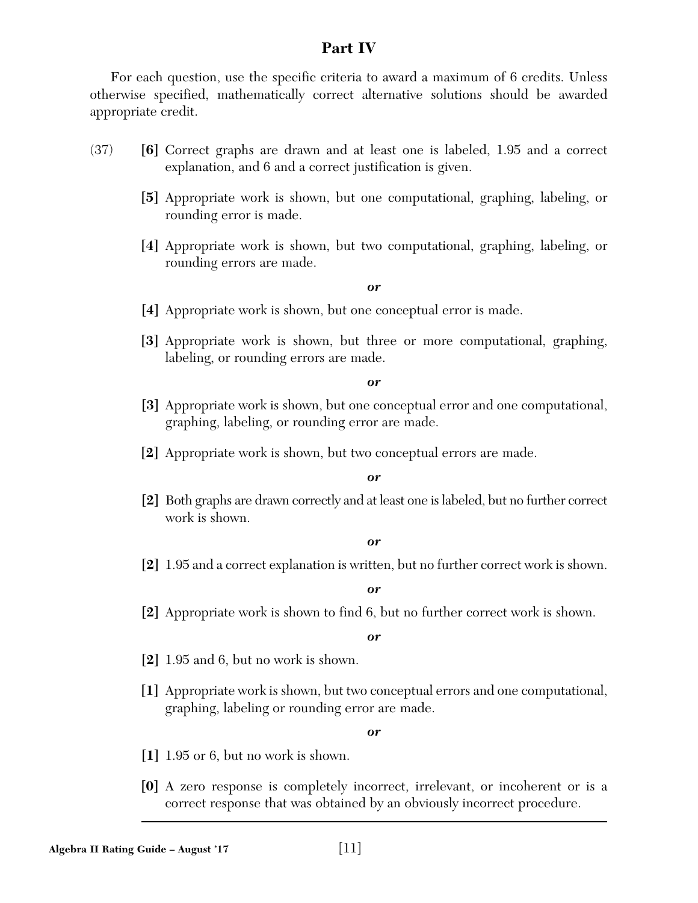## Part IV

For each question, use the specific criteria to award a maximum of 6 credits. Unless otherwise specified, mathematically correct alternative solutions should be awarded appropriate credit.

(37) **[6]** Correct graphs are drawn and at least one is labeled, 1.95 and a correct explanation, and 6 and a correct justification is given.

**[5]** Appropriate work is shown, but one computational, graphing, labeling, or rounding error is made.

**[4]** Appropriate work is shown, but two computational, graphing, labeling, or rounding errors are made.

***or***

**[4]** Appropriate work is shown, but one conceptual error is made.

**[3]** Appropriate work is shown, but three or more computational, graphing, labeling, or rounding errors are made.

***or***

**[3]** Appropriate work is shown, but one conceptual error and one computational, graphing, labeling, or rounding error are made.

**[2]** Appropriate work is shown, but two conceptual errors are made.

***or***

**[2]** Both graphs are drawn correctly and at least one is labeled, but no further correct work is shown.

***or***

**[2]** 1.95 and a correct explanation is written, but no further correct work is shown.

***or***

**[2]** Appropriate work is shown to find 6, but no further correct work is shown.

***or***

**[2]** 1.95 and 6, but no work is shown.

**[1]** Appropriate work is shown, but two conceptual errors and one computational, graphing, labeling or rounding error are made.

***or***

**[1]** 1.95 or 6, but no work is shown.

**[0]** A zero response is completely incorrect, irrelevant, or incoherent or is a correct response that was obtained by an obviously incorrect procedure.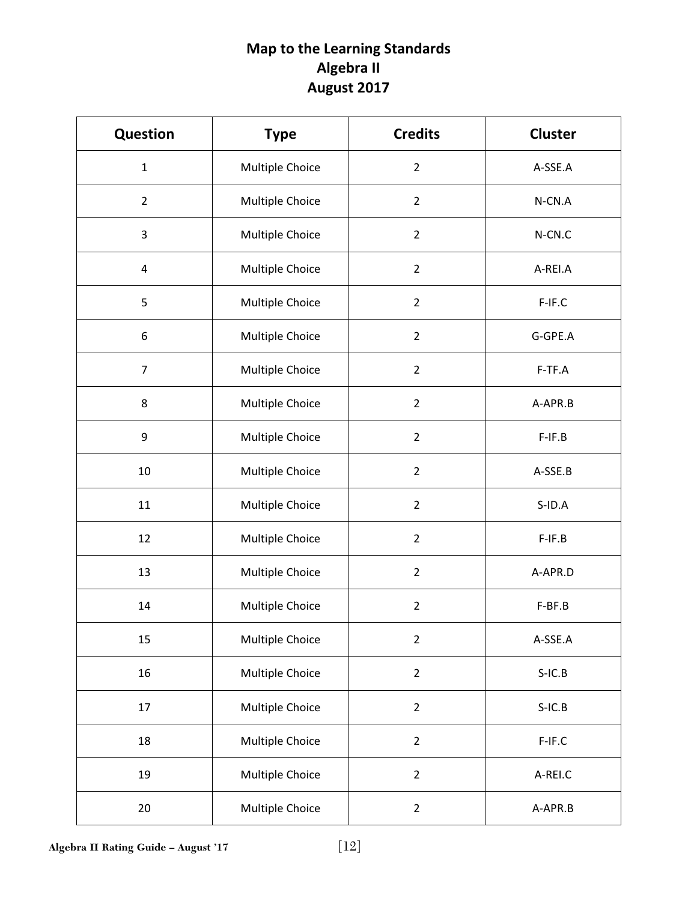# Map to the Learning Standards
# Algebra II
# August 2017

| Question | Type | Credits | Cluster |
|---|---|---|---|
| 1 | Multiple Choice | 2 | A-SSE.A |
| 2 | Multiple Choice | 2 | N-CN.A |
| 3 | Multiple Choice | 2 | N-CN.C |
| 4 | Multiple Choice | 2 | A-REI.A |
| 5 | Multiple Choice | 2 | F-IF.C |
| 6 | Multiple Choice | 2 | G-GPE.A |
| 7 | Multiple Choice | 2 | F-TF.A |
| 8 | Multiple Choice | 2 | A-APR.B |
| 9 | Multiple Choice | 2 | F-IF.B |
| 10 | Multiple Choice | 2 | A-SSE.B |
| 11 | Multiple Choice | 2 | S-ID.A |
| 12 | Multiple Choice | 2 | F-IF.B |
| 13 | Multiple Choice | 2 | A-APR.D |
| 14 | Multiple Choice | 2 | F-BF.B |
| 15 | Multiple Choice | 2 | A-SSE.A |
| 16 | Multiple Choice | 2 | S-IC.B |
| 17 | Multiple Choice | 2 | S-IC.B |
| 18 | Multiple Choice | 2 | F-IF.C |
| 19 | Multiple Choice | 2 | A-REI.C |
| 20 | Multiple Choice | 2 | A-APR.B |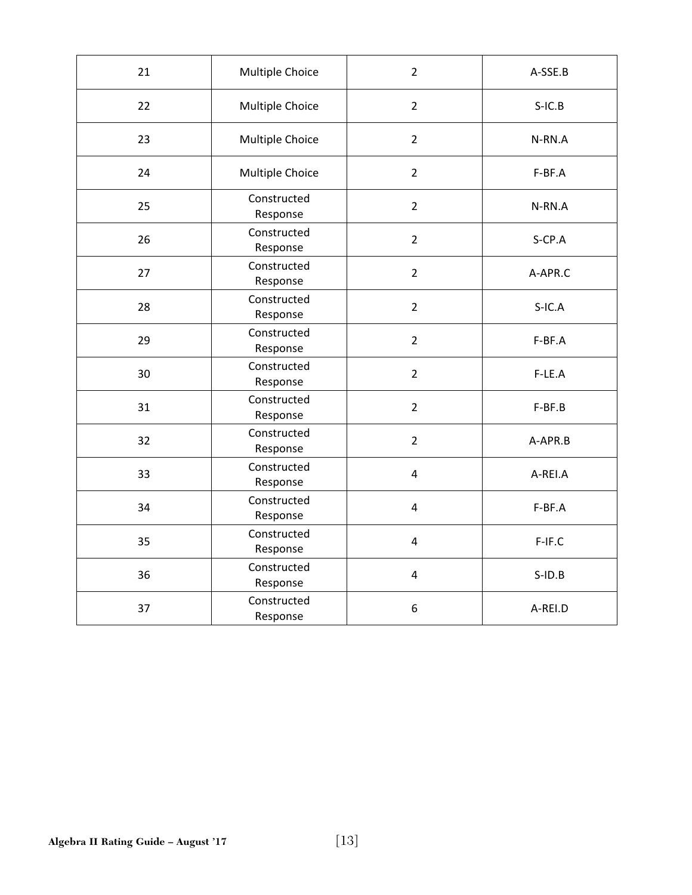| 21 | Multiple Choice | 2 | A-SSE.B |
|---|---|---|---|
| 22 | Multiple Choice | 2 | S-IC.B |
| 23 | Multiple Choice | 2 | N-RN.A |
| 24 | Multiple Choice | 2 | F-BF.A |
| 25 | Constructed Response | 2 | N-RN.A |
| 26 | Constructed Response | 2 | S-CP.A |
| 27 | Constructed Response | 2 | A-APR.C |
| 28 | Constructed Response | 2 | S-IC.A |
| 29 | Constructed Response | 2 | F-BF.A |
| 30 | Constructed Response | 2 | F-LE.A |
| 31 | Constructed Response | 2 | F-BF.B |
| 32 | Constructed Response | 2 | A-APR.B |
| 33 | Constructed Response | 4 | A-REI.A |
| 34 | Constructed Response | 4 | F-BF.A |
| 35 | Constructed Response | 4 | F-IF.C |
| 36 | Constructed Response | 4 | S-ID.B |
| 37 | Constructed Response | 6 | A-REI.D |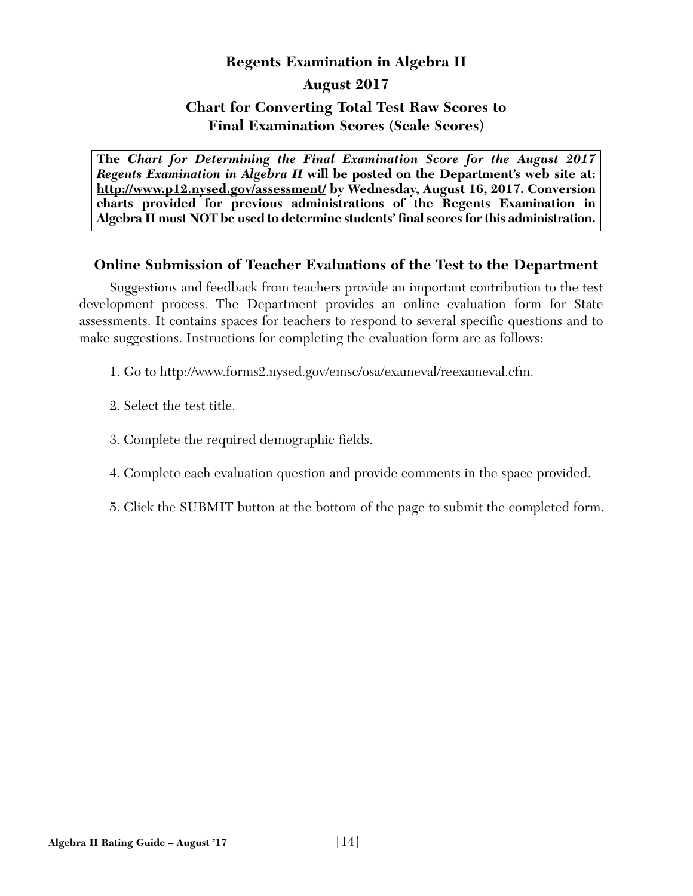# Regents Examination in Algebra II

## August 2017

## Chart for Converting Total Test Raw Scores to Final Examination Scores (Scale Scores)

**The *Chart for Determining the Final Examination Score for the August 2017 Regents Examination in Algebra II* will be posted on the Department's web site at: http://www.p12.nysed.gov/assessment/ by Wednesday, August 16, 2017. Conversion charts provided for previous administrations of the Regents Examination in Algebra II must NOT be used to determine students' final scores for this administration.**

### Online Submission of Teacher Evaluations of the Test to the Department

Suggestions and feedback from teachers provide an important contribution to the test development process. The Department provides an online evaluation form for State assessments. It contains spaces for teachers to respond to several specific questions and to make suggestions. Instructions for completing the evaluation form are as follows:

1. Go to http://www.forms2.nysed.gov/emsc/osa/exameval/reexameval.cfm.

2. Select the test title.

3. Complete the required demographic fields.

4. Complete each evaluation question and provide comments in the space provided.

5. Click the SUBMIT button at the bottom of the page to submit the completed form.